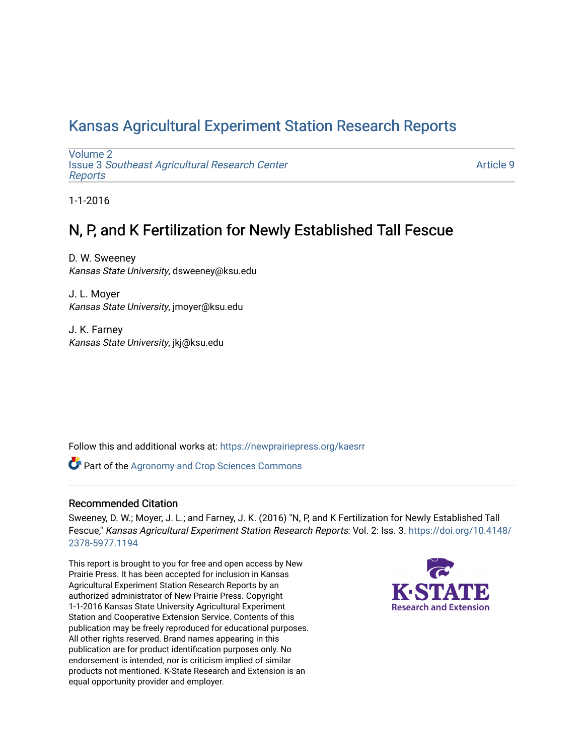# Kansas Agricultural Experiment Station Research Reports

Volume 2
Issue 3 *Southeast Agricultural Research Center Reports*

Article 9

1-1-2016

## N, P, and K Fertilization for Newly Established Tall Fescue

D. W. Sweeney
*Kansas State University*, dsweeney@ksu.edu

J. L. Moyer
*Kansas State University*, jmoyer@ksu.edu

J. K. Farney
*Kansas State University*, jkj@ksu.edu

Follow this and additional works at: https://newprairiepress.org/kaesrr

Part of the Agronomy and Crop Sciences Commons

### Recommended Citation

Sweeney, D. W.; Moyer, J. L.; and Farney, J. K. (2016) "N, P, and K Fertilization for Newly Established Tall Fescue," *Kansas Agricultural Experiment Station Research Reports*: Vol. 2: Iss. 3. https://doi.org/10.4148/2378-5977.1194

This report is brought to you for free and open access by New Prairie Press. It has been accepted for inclusion in Kansas Agricultural Experiment Station Research Reports by an authorized administrator of New Prairie Press. Copyright 1-1-2016 Kansas State University Agricultural Experiment Station and Cooperative Extension Service. Contents of this publication may be freely reproduced for educational purposes. All other rights reserved. Brand names appearing in this publication are for product identification purposes only. No endorsement is intended, nor is criticism implied of similar products not mentioned. K-State Research and Extension is an equal opportunity provider and employer.

K-STATE Research and Extension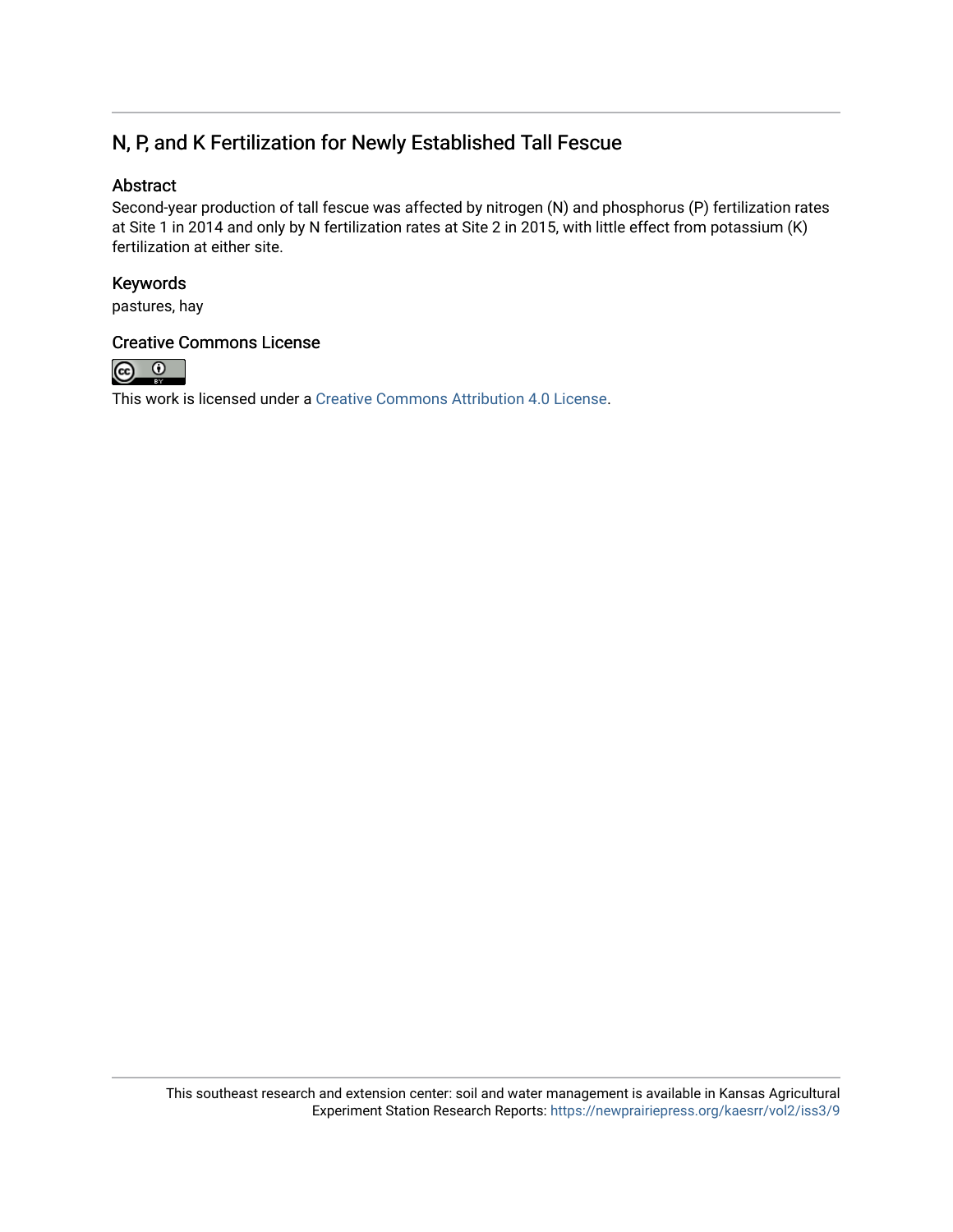## N, P, and K Fertilization for Newly Established Tall Fescue

### Abstract

Second-year production of tall fescue was affected by nitrogen (N) and phosphorus (P) fertilization rates at Site 1 in 2014 and only by N fertilization rates at Site 2 in 2015, with little effect from potassium (K) fertilization at either site.

### Keywords

pastures, hay

### Creative Commons License

This work is licensed under a Creative Commons Attribution 4.0 License.

This southeast research and extension center: soil and water management is available in Kansas Agricultural Experiment Station Research Reports: https://newprairiepress.org/kaesrr/vol2/iss3/9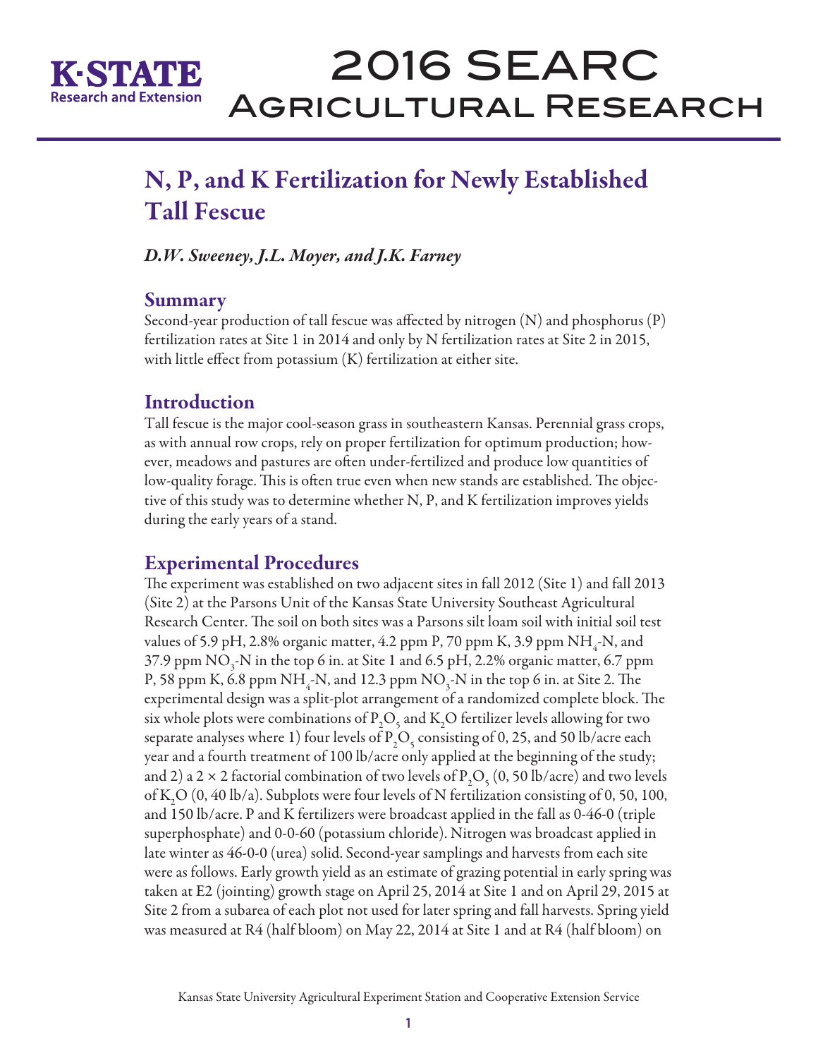# N, P, and K Fertilization for Newly Established Tall Fescue

*D.W. Sweeney, J.L. Moyer, and J.K. Farney*

## Summary

Second-year production of tall fescue was affected by nitrogen (N) and phosphorus (P) fertilization rates at Site 1 in 2014 and only by N fertilization rates at Site 2 in 2015, with little effect from potassium (K) fertilization at either site.

## Introduction

Tall fescue is the major cool-season grass in southeastern Kansas. Perennial grass crops, as with annual row crops, rely on proper fertilization for optimum production; however, meadows and pastures are often under-fertilized and produce low quantities of low-quality forage. This is often true even when new stands are established. The objective of this study was to determine whether N, P, and K fertilization improves yields during the early years of a stand.

## Experimental Procedures

The experiment was established on two adjacent sites in fall 2012 (Site 1) and fall 2013 (Site 2) at the Parsons Unit of the Kansas State University Southeast Agricultural Research Center. The soil on both sites was a Parsons silt loam soil with initial soil test values of 5.9 pH, 2.8% organic matter, 4.2 ppm P, 70 ppm K, 3.9 ppm $NH_4$-N, and 37.9 ppm $NO_3$-N in the top 6 in. at Site 1 and 6.5 pH, 2.2% organic matter, 6.7 ppm P, 58 ppm K, 6.8 ppm $NH_4$-N, and 12.3 ppm $NO_3$-N in the top 6 in. at Site 2. The experimental design was a split-plot arrangement of a randomized complete block. The six whole plots were combinations of $P_2O_5$ and $K_2O$ fertilizer levels allowing for two separate analyses where 1) four levels of $P_2O_5$ consisting of 0, 25, and 50 lb/acre each year and a fourth treatment of 100 lb/acre only applied at the beginning of the study; and 2) a 2 × 2 factorial combination of two levels of $P_2O_5$ (0, 50 lb/acre) and two levels of $K_2O$ (0, 40 lb/a). Subplots were four levels of N fertilization consisting of 0, 50, 100, and 150 lb/acre. P and K fertilizers were broadcast applied in the fall as 0-46-0 (triple superphosphate) and 0-0-60 (potassium chloride). Nitrogen was broadcast applied in late winter as 46-0-0 (urea) solid. Second-year samplings and harvests from each site were as follows. Early growth yield as an estimate of grazing potential in early spring was taken at E2 (jointing) growth stage on April 25, 2014 at Site 1 and on April 29, 2015 at Site 2 from a subarea of each plot not used for later spring and fall harvests. Spring yield was measured at R4 (half bloom) on May 22, 2014 at Site 1 and at R4 (half bloom) on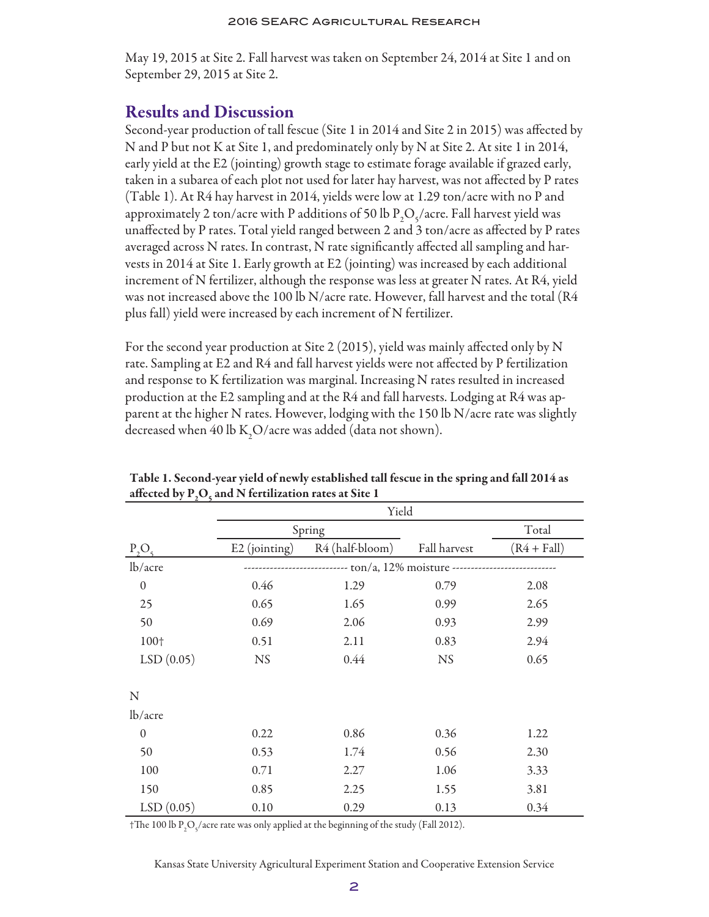May 19, 2015 at Site 2. Fall harvest was taken on September 24, 2014 at Site 1 and on September 29, 2015 at Site 2.

## Results and Discussion

Second-year production of tall fescue (Site 1 in 2014 and Site 2 in 2015) was affected by N and P but not K at Site 1, and predominately only by N at Site 2. At site 1 in 2014, early yield at the E2 (jointing) growth stage to estimate forage available if grazed early, taken in a subarea of each plot not used for later hay harvest, was not affected by P rates (Table 1). At R4 hay harvest in 2014, yields were low at 1.29 ton/acre with no P and approximately 2 ton/acre with P additions of 50 lb $P_2O_5$/acre. Fall harvest yield was unaffected by P rates. Total yield ranged between 2 and 3 ton/acre as affected by P rates averaged across N rates. In contrast, N rate significantly affected all sampling and harvests in 2014 at Site 1. Early growth at E2 (jointing) was increased by each additional increment of N fertilizer, although the response was less at greater N rates. At R4, yield was not increased above the 100 lb N/acre rate. However, fall harvest and the total (R4 plus fall) yield were increased by each increment of N fertilizer.

For the second year production at Site 2 (2015), yield was mainly affected only by N rate. Sampling at E2 and R4 and fall harvest yields were not affected by P fertilization and response to K fertilization was marginal. Increasing N rates resulted in increased production at the E2 sampling and at the R4 and fall harvests. Lodging at R4 was apparent at the higher N rates. However, lodging with the 150 lb N/acre rate was slightly decreased when 40 lb $K_2O$/acre was added (data not shown).

**Table 1. Second-year yield of newly established tall fescue in the spring and fall 2014 as affected by $P_2O_5$ and N fertilization rates at Site 1**

| | Yield | | | |
|---|---|---|---|---|
| | Spring | | | Total |
| $P_2O_5$ | E2 (jointing) | R4 (half-bloom) | Fall harvest | (R4 + Fall) |
| lb/acre | ---------------------------- ton/a, 12% moisture ---------------------------- | | | |
| 0 | 0.46 | 1.29 | 0.79 | 2.08 |
| 25 | 0.65 | 1.65 | 0.99 | 2.65 |
| 50 | 0.69 | 2.06 | 0.93 | 2.99 |
| 100† | 0.51 | 2.11 | 0.83 | 2.94 |
| LSD (0.05) | NS | 0.44 | NS | 0.65 |
| | | | | |
| N | | | | |
| lb/acre | | | | |
| 0 | 0.22 | 0.86 | 0.36 | 1.22 |
| 50 | 0.53 | 1.74 | 0.56 | 2.30 |
| 100 | 0.71 | 2.27 | 1.06 | 3.33 |
| 150 | 0.85 | 2.25 | 1.55 | 3.81 |
| LSD (0.05) | 0.10 | 0.29 | 0.13 | 0.34 |

†The 100 lb $P_2O_5$/acre rate was only applied at the beginning of the study (Fall 2012).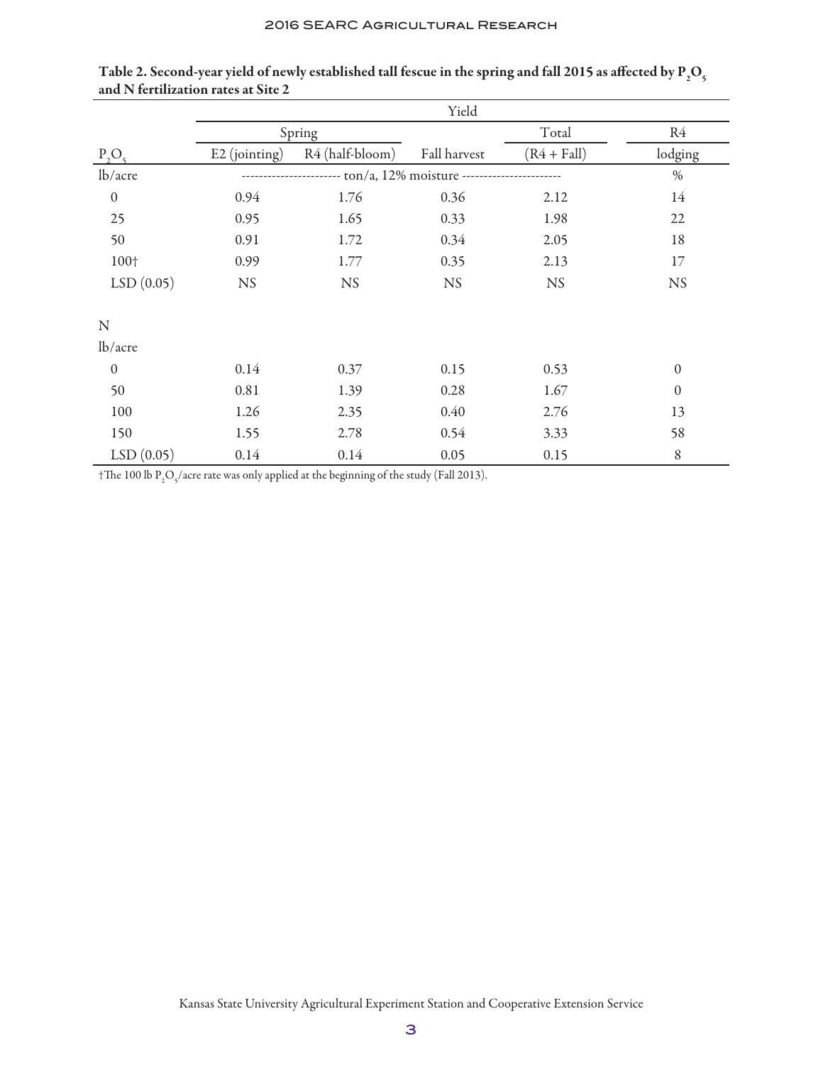**Table 2. Second-year yield of newly established tall fescue in the spring and fall 2015 as affected by $P_2O_5$ and N fertilization rates at Site 2**

| | Yield | | | | |
|---|---|---|---|---|---|
| | Spring | | | Total | R4 |
| $P_2O_5$ | E2 (jointing) | R4 (half-bloom) | Fall harvest | (R4 + Fall) | lodging |
| lb/acre | ton/a, 12% moisture | | | | % |
| 0 | 0.94 | 1.76 | 0.36 | 2.12 | 14 |
| 25 | 0.95 | 1.65 | 0.33 | 1.98 | 22 |
| 50 | 0.91 | 1.72 | 0.34 | 2.05 | 18 |
| 100† | 0.99 | 1.77 | 0.35 | 2.13 | 17 |
| LSD (0.05) | NS | NS | NS | NS | NS |
| | | | | | |
| N | | | | | |
| lb/acre | | | | | |
| 0 | 0.14 | 0.37 | 0.15 | 0.53 | 0 |
| 50 | 0.81 | 1.39 | 0.28 | 1.67 | 0 |
| 100 | 1.26 | 2.35 | 0.40 | 2.76 | 13 |
| 150 | 1.55 | 2.78 | 0.54 | 3.33 | 58 |
| LSD (0.05) | 0.14 | 0.14 | 0.05 | 0.15 | 8 |

†The 100 lb $P_2O_5$/acre rate was only applied at the beginning of the study (Fall 2013).